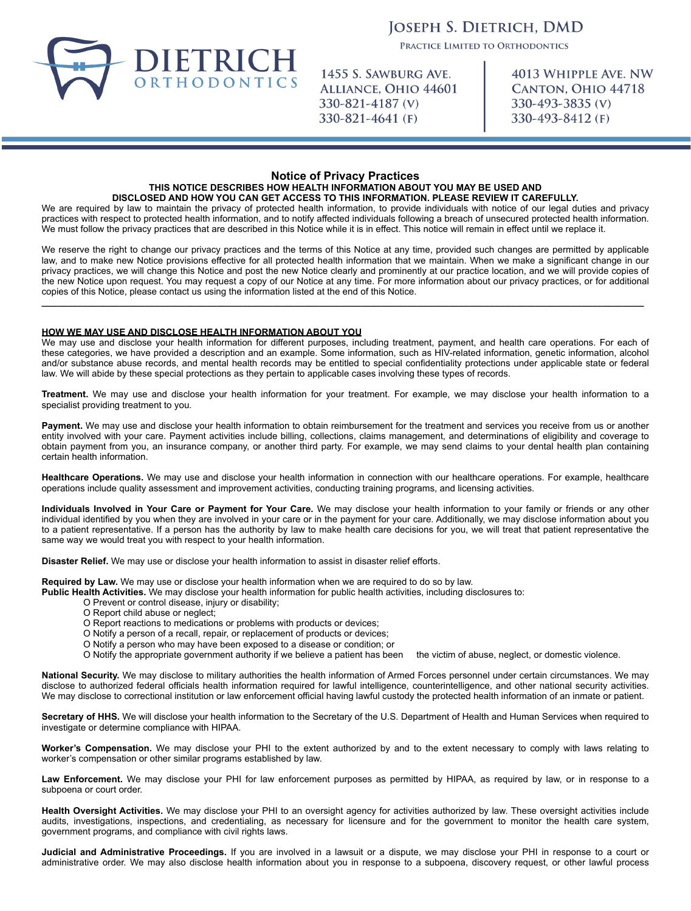# Joseph S. Dietrich, DMD

Practice Limited to Orthodontics

DIETRICH ORTHODONTICS

1455 S. Sawburg Ave.
Alliance, Ohio 44601
330-821-4187 (V)
330-821-4641 (F)

4013 Whipple Ave. NW
Canton, Ohio 44718
330-493-3835 (V)
330-493-8412 (F)

## Notice of Privacy Practices

**THIS NOTICE DESCRIBES HOW HEALTH INFORMATION ABOUT YOU MAY BE USED AND DISCLOSED AND HOW YOU CAN GET ACCESS TO THIS INFORMATION. PLEASE REVIEW IT CAREFULLY.**

We are required by law to maintain the privacy of protected health information, to provide individuals with notice of our legal duties and privacy practices with respect to protected health information, and to notify affected individuals following a breach of unsecured protected health information. We must follow the privacy practices that are described in this Notice while it is in effect. This notice will remain in effect until we replace it.

We reserve the right to change our privacy practices and the terms of this Notice at any time, provided such changes are permitted by applicable law, and to make new Notice provisions effective for all protected health information that we maintain. When we make a significant change in our privacy practices, we will change this Notice and post the new Notice clearly and prominently at our practice location, and we will provide copies of the new Notice upon request. You may request a copy of our Notice at any time. For more information about our privacy practices, or for additional copies of this Notice, please contact us using the information listed at the end of this Notice.

---

### HOW WE MAY USE AND DISCLOSE HEALTH INFORMATION ABOUT YOU

We may use and disclose your health information for different purposes, including treatment, payment, and health care operations. For each of these categories, we have provided a description and an example. Some information, such as HIV-related information, genetic information, alcohol and/or substance abuse records, and mental health records may be entitled to special confidentiality protections under applicable state or federal law. We will abide by these special protections as they pertain to applicable cases involving these types of records.

**Treatment.** We may use and disclose your health information for your treatment. For example, we may disclose your health information to a specialist providing treatment to you.

**Payment.** We may use and disclose your health information to obtain reimbursement for the treatment and services you receive from us or another entity involved with your care. Payment activities include billing, collections, claims management, and determinations of eligibility and coverage to obtain payment from you, an insurance company, or another third party. For example, we may send claims to your dental health plan containing certain health information.

**Healthcare Operations.** We may use and disclose your health information in connection with our healthcare operations. For example, healthcare operations include quality assessment and improvement activities, conducting training programs, and licensing activities.

**Individuals Involved in Your Care or Payment for Your Care.** We may disclose your health information to your family or friends or any other individual identified by you when they are involved in your care or in the payment for your care. Additionally, we may disclose information about you to a patient representative. If a person has the authority by law to make health care decisions for you, we will treat that patient representative the same way we would treat you with respect to your health information.

**Disaster Relief.** We may use or disclose your health information to assist in disaster relief efforts.

**Required by Law.** We may use or disclose your health information when we are required to do so by law.

**Public Health Activities.** We may disclose your health information for public health activities, including disclosures to:

- Prevent or control disease, injury or disability;
- Report child abuse or neglect;
- Report reactions to medications or problems with products or devices;
- Notify a person of a recall, repair, or replacement of products or devices;
- Notify a person who may have been exposed to a disease or condition; or
- Notify the appropriate government authority if we believe a patient has been the victim of abuse, neglect, or domestic violence.

**National Security.** We may disclose to military authorities the health information of Armed Forces personnel under certain circumstances. We may disclose to authorized federal officials health information required for lawful intelligence, counterintelligence, and other national security activities. We may disclose to correctional institution or law enforcement official having lawful custody the protected health information of an inmate or patient.

**Secretary of HHS.** We will disclose your health information to the Secretary of the U.S. Department of Health and Human Services when required to investigate or determine compliance with HIPAA.

**Worker's Compensation.** We may disclose your PHI to the extent authorized by and to the extent necessary to comply with laws relating to worker's compensation or other similar programs established by law.

**Law Enforcement.** We may disclose your PHI for law enforcement purposes as permitted by HIPAA, as required by law, or in response to a subpoena or court order.

**Health Oversight Activities.** We may disclose your PHI to an oversight agency for activities authorized by law. These oversight activities include audits, investigations, inspections, and credentialing, as necessary for licensure and for the government to monitor the health care system, government programs, and compliance with civil rights laws.

**Judicial and Administrative Proceedings.** If you are involved in a lawsuit or a dispute, we may disclose your PHI in response to a court or administrative order. We may also disclose health information about you in response to a subpoena, discovery request, or other lawful process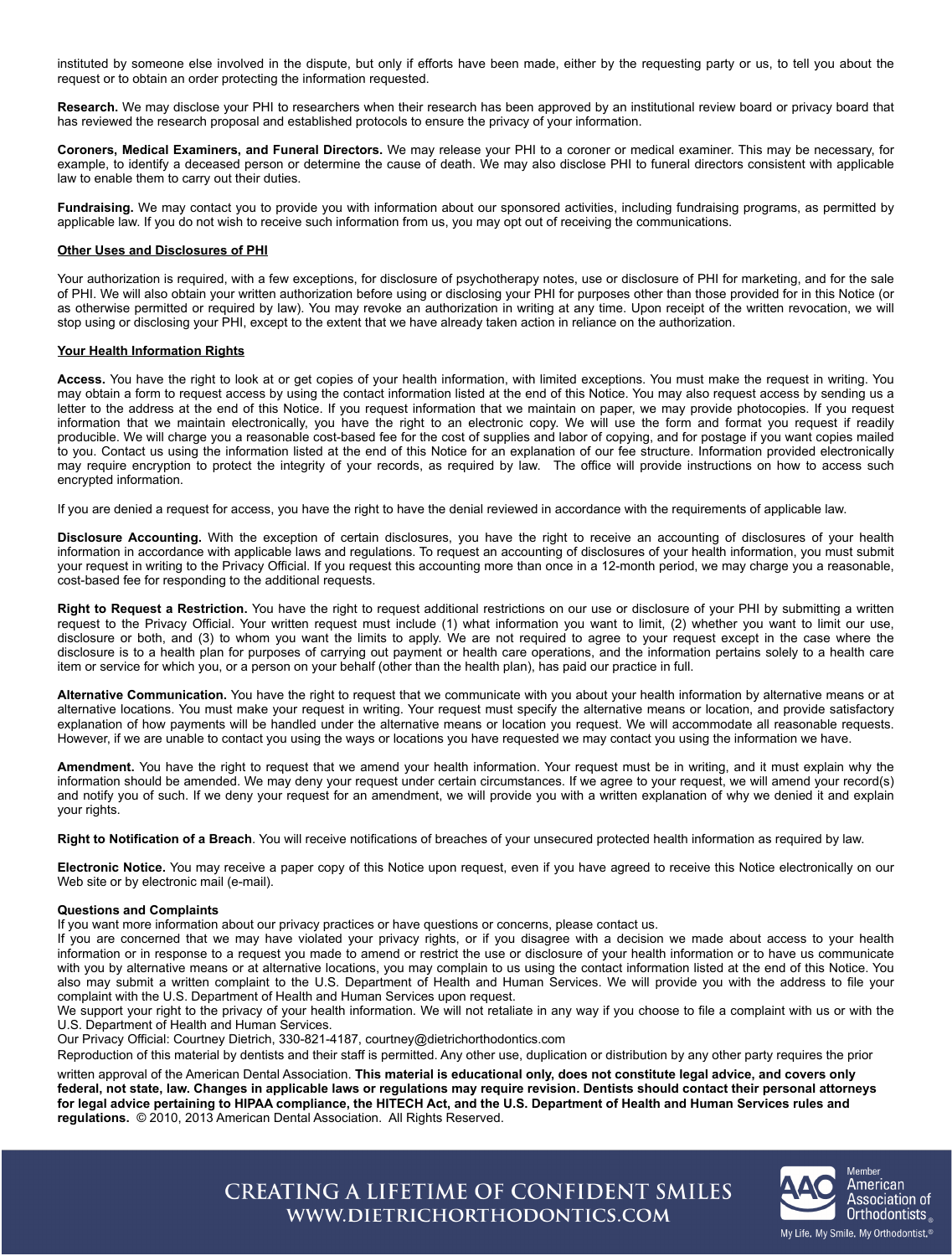instituted by someone else involved in the dispute, but only if efforts have been made, either by the requesting party or us, to tell you about the request or to obtain an order protecting the information requested.

**Research.** We may disclose your PHI to researchers when their research has been approved by an institutional review board or privacy board that has reviewed the research proposal and established protocols to ensure the privacy of your information.

**Coroners, Medical Examiners, and Funeral Directors.** We may release your PHI to a coroner or medical examiner. This may be necessary, for example, to identify a deceased person or determine the cause of death. We may also disclose PHI to funeral directors consistent with applicable law to enable them to carry out their duties.

**Fundraising.** We may contact you to provide you with information about our sponsored activities, including fundraising programs, as permitted by applicable law. If you do not wish to receive such information from us, you may opt out of receiving the communications.

**Other Uses and Disclosures of PHI**

Your authorization is required, with a few exceptions, for disclosure of psychotherapy notes, use or disclosure of PHI for marketing, and for the sale of PHI. We will also obtain your written authorization before using or disclosing your PHI for purposes other than those provided for in this Notice (or as otherwise permitted or required by law). You may revoke an authorization in writing at any time. Upon receipt of the written revocation, we will stop using or disclosing your PHI, except to the extent that we have already taken action in reliance on the authorization.

**Your Health Information Rights**

**Access.** You have the right to look at or get copies of your health information, with limited exceptions. You must make the request in writing. You may obtain a form to request access by using the contact information listed at the end of this Notice. You may also request access by sending us a letter to the address at the end of this Notice. If you request information that we maintain on paper, we may provide photocopies. If you request information that we maintain electronically, you have the right to an electronic copy. We will use the form and format you request if readily producible. We will charge you a reasonable cost-based fee for the cost of supplies and labor of copying, and for postage if you want copies mailed to you. Contact us using the information listed at the end of this Notice for an explanation of our fee structure. Information provided electronically may require encryption to protect the integrity of your records, as required by law. The office will provide instructions on how to access such encrypted information.

If you are denied a request for access, you have the right to have the denial reviewed in accordance with the requirements of applicable law.

**Disclosure Accounting.** With the exception of certain disclosures, you have the right to receive an accounting of disclosures of your health information in accordance with applicable laws and regulations. To request an accounting of disclosures of your health information, you must submit your request in writing to the Privacy Official. If you request this accounting more than once in a 12-month period, we may charge you a reasonable, cost-based fee for responding to the additional requests.

**Right to Request a Restriction.** You have the right to request additional restrictions on our use or disclosure of your PHI by submitting a written request to the Privacy Official. Your written request must include (1) what information you want to limit, (2) whether you want to limit our use, disclosure or both, and (3) to whom you want the limits to apply. We are not required to agree to your request except in the case where the disclosure is to a health plan for purposes of carrying out payment or health care operations, and the information pertains solely to a health care item or service for which you, or a person on your behalf (other than the health plan), has paid our practice in full.

**Alternative Communication.** You have the right to request that we communicate with you about your health information by alternative means or at alternative locations. You must make your request in writing. Your request must specify the alternative means or location, and provide satisfactory explanation of how payments will be handled under the alternative means or location you request. We will accommodate all reasonable requests. However, if we are unable to contact you using the ways or locations you have requested we may contact you using the information we have.

**Amendment.** You have the right to request that we amend your health information. Your request must be in writing, and it must explain why the information should be amended. We may deny your request under certain circumstances. If we agree to your request, we will amend your record(s) and notify you of such. If we deny your request for an amendment, we will provide you with a written explanation of why we denied it and explain your rights.

**Right to Notification of a Breach**. You will receive notifications of breaches of your unsecured protected health information as required by law.

**Electronic Notice.** You may receive a paper copy of this Notice upon request, even if you have agreed to receive this Notice electronically on our Web site or by electronic mail (e-mail).

**Questions and Complaints**

If you want more information about our privacy practices or have questions or concerns, please contact us.

If you are concerned that we may have violated your privacy rights, or if you disagree with a decision we made about access to your health information or in response to a request you made to amend or restrict the use or disclosure of your health information or to have us communicate with you by alternative means or at alternative locations, you may complain to us using the contact information listed at the end of this Notice. You also may submit a written complaint to the U.S. Department of Health and Human Services. We will provide you with the address to file your complaint with the U.S. Department of Health and Human Services upon request.

We support your right to the privacy of your health information. We will not retaliate in any way if you choose to file a complaint with us or with the U.S. Department of Health and Human Services.

Our Privacy Official: Courtney Dietrich, 330-821-4187, courtney@dietrichorthodontics.com

Reproduction of this material by dentists and their staff is permitted. Any other use, duplication or distribution by any other party requires the prior written approval of the American Dental Association. **This material is educational only, does not constitute legal advice, and covers only federal, not state, law. Changes in applicable laws or regulations may require revision. Dentists should contact their personal attorneys for legal advice pertaining to HIPAA compliance, the HITECH Act, and the U.S. Department of Health and Human Services rules and regulations.** © 2010, 2013 American Dental Association. All Rights Reserved.

CREATING A LIFETIME OF CONFIDENT SMILES
WWW.DIETRICHORTHODONTICS.COM

Member American Association of Orthodontists®
My Life. My Smile. My Orthodontist.®